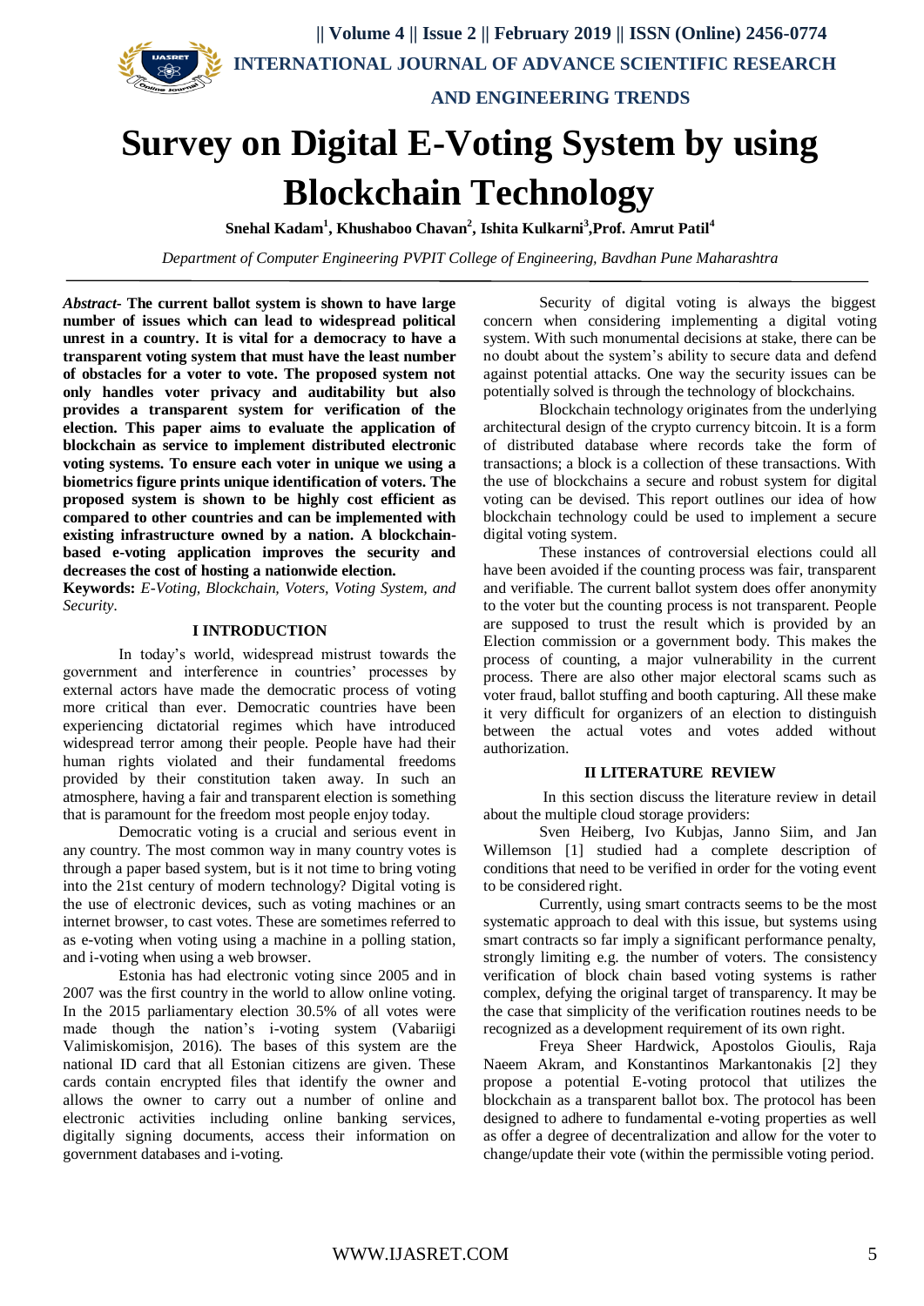# Survey on Digital E-Voting System by using Blockchain Technology

**Snehal Kadam[1], Khushaboo Chavan[2], Ishita Kulkarni[3], Prof. Amrut Patil[4]**

*Department of Computer Engineering PVPIT College of Engineering, Bavdhan Pune Maharashtra*

***Abstract-*** **The current ballot system is shown to have large number of issues which can lead to widespread political unrest in a country. It is vital for a democracy to have a transparent voting system that must have the least number of obstacles for a voter to vote. The proposed system not only handles voter privacy and auditability but also provides a transparent system for verification of the election. This paper aims to evaluate the application of blockchain as service to implement distributed electronic voting systems. To ensure each voter in unique we using a biometrics figure prints unique identification of voters. The proposed system is shown to be highly cost efficient as compared to other countries and can be implemented with existing infrastructure owned by a nation. A blockchain-based e-voting application improves the security and decreases the cost of hosting a nationwide election.**

**Keywords:** *E-Voting, Blockchain, Voters, Voting System, and Security.*

## I INTRODUCTION

In today's world, widespread mistrust towards the government and interference in countries' processes by external actors have made the democratic process of voting more critical than ever. Democratic countries have been experiencing dictatorial regimes which have introduced widespread terror among their people. People have had their human rights violated and their fundamental freedoms provided by their constitution taken away. In such an atmosphere, having a fair and transparent election is something that is paramount for the freedom most people enjoy today.

Democratic voting is a crucial and serious event in any country. The most common way in many country votes is through a paper based system, but is it not time to bring voting into the 21st century of modern technology? Digital voting is the use of electronic devices, such as voting machines or an internet browser, to cast votes. These are sometimes referred to as e-voting when voting using a machine in a polling station, and i-voting when using a web browser.

Estonia has had electronic voting since 2005 and in 2007 was the first country in the world to allow online voting. In the 2015 parliamentary election 30.5% of all votes were made though the nation's i-voting system (Vabariigi Valimiskomisjon, 2016). The bases of this system are the national ID card that all Estonian citizens are given. These cards contain encrypted files that identify the owner and allows the owner to carry out a number of online and electronic activities including online banking services, digitally signing documents, access their information on government databases and i-voting.

Security of digital voting is always the biggest concern when considering implementing a digital voting system. With such monumental decisions at stake, there can be no doubt about the system's ability to secure data and defend against potential attacks. One way the security issues can be potentially solved is through the technology of blockchains.

Blockchain technology originates from the underlying architectural design of the crypto currency bitcoin. It is a form of distributed database where records take the form of transactions; a block is a collection of these transactions. With the use of blockchains a secure and robust system for digital voting can be devised. This report outlines our idea of how blockchain technology could be used to implement a secure digital voting system.

These instances of controversial elections could all have been avoided if the counting process was fair, transparent and verifiable. The current ballot system does offer anonymity to the voter but the counting process is not transparent. People are supposed to trust the result which is provided by an Election commission or a government body. This makes the process of counting, a major vulnerability in the current process. There are also other major electoral scams such as voter fraud, ballot stuffing and booth capturing. All these make it very difficult for organizers of an election to distinguish between the actual votes and votes added without authorization.

## II LITERATURE REVIEW

In this section discuss the literature review in detail about the multiple cloud storage providers:

Sven Heiberg, Ivo Kubjas, Janno Siim, and Jan Willemson [1] studied had a complete description of conditions that need to be verified in order for the voting event to be considered right.

Currently, using smart contracts seems to be the most systematic approach to deal with this issue, but systems using smart contracts so far imply a significant performance penalty, strongly limiting e.g. the number of voters. The consistency verification of block chain based voting systems is rather complex, defying the original target of transparency. It may be the case that simplicity of the verification routines needs to be recognized as a development requirement of its own right.

Freya Sheer Hardwick, Apostolos Gioulis, Raja Naeem Akram, and Konstantinos Markantonakis [2] they propose a potential E-voting protocol that utilizes the blockchain as a transparent ballot box. The protocol has been designed to adhere to fundamental e-voting properties as well as offer a degree of decentralization and allow for the voter to change/update their vote (within the permissible voting period.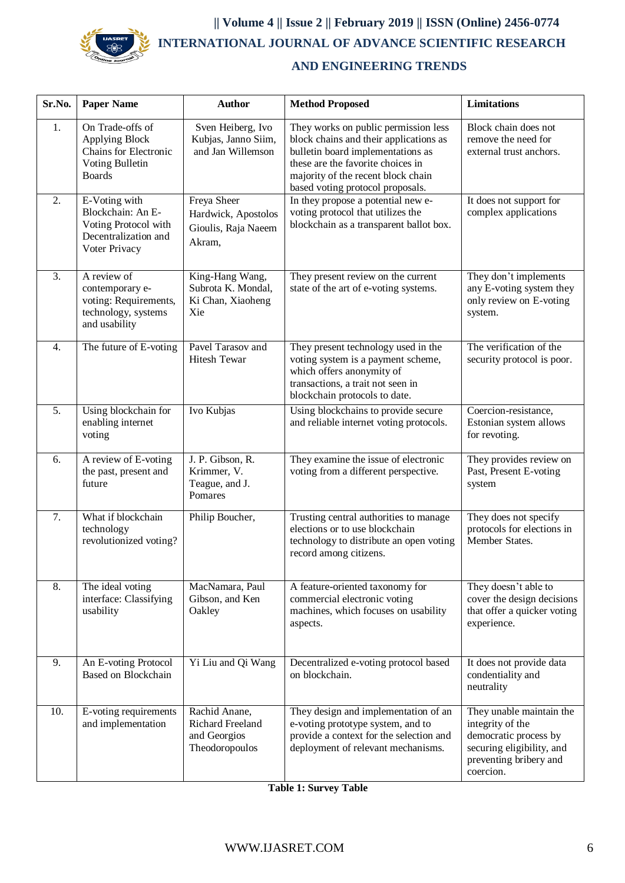| Sr.No. | Paper Name | Author | Method Proposed | Limitations |
|---|---|---|---|---|
| 1. | On Trade-offs of Applying Block Chains for Electronic Voting Bulletin Boards | Sven Heiberg, Ivo Kubjas, Janno Siim, and Jan Willemson | They works on public permission less block chains and their applications as bulletin board implementations as these are the favorite choices in majority of the recent block chain based voting protocol proposals. | Block chain does not remove the need for external trust anchors. |
| 2. | E-Voting with Blockchain: An E-Voting Protocol with Decentralization and Voter Privacy | Freya Sheer Hardwick, Apostolos Gioulis, Raja Naeem Akram, | In they propose a potential new e-voting protocol that utilizes the blockchain as a transparent ballot box. | It does not support for complex applications |
| 3. | A review of contemporary e-voting: Requirements, technology, systems and usability | King-Hang Wang, Subrota K. Mondal, Ki Chan, Xiaoheng Xie | They present review on the current state of the art of e-voting systems. | They don't implements any E-voting system they only review on E-voting system. |
| 4. | The future of E-voting | Pavel Tarasov and Hitesh Tewar | They present technology used in the voting system is a payment scheme, which offers anonymity of transactions, a trait not seen in blockchain protocols to date. | The verification of the security protocol is poor. |
| 5. | Using blockchain for enabling internet voting | Ivo Kubjas | Using blockchains to provide secure and reliable internet voting protocols. | Coercion-resistance, Estonian system allows for revoting. |
| 6. | A review of E-voting the past, present and future | J. P. Gibson, R. Krimmer, V. Teague, and J. Pomares | They examine the issue of electronic voting from a different perspective. | They provides review on Past, Present E-voting system |
| 7. | What if blockchain technology revolutionized voting? | Philip Boucher, | Trusting central authorities to manage elections or to use blockchain technology to distribute an open voting record among citizens. | They does not specify protocols for elections in Member States. |
| 8. | The ideal voting interface: Classifying usability | MacNamara, Paul Gibson, and Ken Oakley | A feature-oriented taxonomy for commercial electronic voting machines, which focuses on usability aspects. | They doesn't able to cover the design decisions that offer a quicker voting experience. |
| 9. | An E-voting Protocol Based on Blockchain | Yi Liu and Qi Wang | Decentralized e-voting protocol based on blockchain. | It does not provide data condentiality and neutrality |
| 10. | E-voting requirements and implementation | Rachid Anane, Richard Freeland and Georgios Theodoropoulos | They design and implementation of an e-voting prototype system, and to provide a context for the selection and deployment of relevant mechanisms. | They unable maintain the integrity of the democratic process by securing eligibility, and preventing bribery and coercion. |

**Table 1: Survey Table**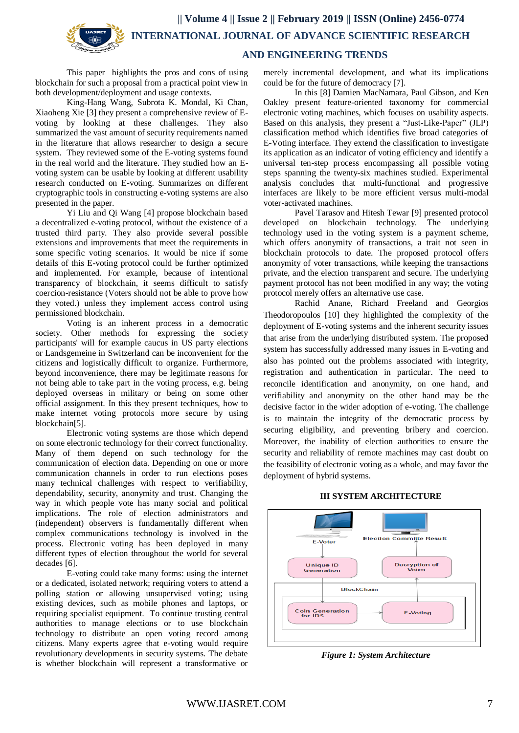This paper highlights the pros and cons of using blockchain for such a proposal from a practical point view in both development/deployment and usage contexts.

King-Hang Wang, Subrota K. Mondal, Ki Chan, Xiaoheng Xie [3] they present a comprehensive review of E-voting by looking at these challenges. They also summarized the vast amount of security requirements named in the literature that allows researcher to design a secure system. They reviewed some of the E-voting systems found in the real world and the literature. They studied how an E-voting system can be usable by looking at different usability research conducted on E-voting. Summarizes on different cryptographic tools in constructing e-voting systems are also presented in the paper.

Yi Liu and Qi Wang [4] propose blockchain based a decentralized e-voting protocol, without the existence of a trusted third party. They also provide several possible extensions and improvements that meet the requirements in some specific voting scenarios. It would be nice if some details of this E-voting protocol could be further optimized and implemented. For example, because of intentional transparency of blockchain, it seems difficult to satisfy coercion-resistance (Voters should not be able to prove how they voted.) unless they implement access control using permissioned blockchain.

Voting is an inherent process in a democratic society. Other methods for expressing the society participants' will for example caucus in US party elections or Landsgemeine in Switzerland can be inconvenient for the citizens and logistically difficult to organize. Furthermore, beyond inconvenience, there may be legitimate reasons for not being able to take part in the voting process, e.g. being deployed overseas in military or being on some other official assignment. In this they present techniques, how to make internet voting protocols more secure by using blockchain[5].

Electronic voting systems are those which depend on some electronic technology for their correct functionality. Many of them depend on such technology for the communication of election data. Depending on one or more communication channels in order to run elections poses many technical challenges with respect to verifiability, dependability, security, anonymity and trust. Changing the way in which people vote has many social and political implications. The role of election administrators and (independent) observers is fundamentally different when complex communications technology is involved in the process. Electronic voting has been deployed in many different types of election throughout the world for several decades [6].

E-voting could take many forms: using the internet or a dedicated, isolated network; requiring voters to attend a polling station or allowing unsupervised voting; using existing devices, such as mobile phones and laptops, or requiring specialist equipment. To continue trusting central authorities to manage elections or to use blockchain technology to distribute an open voting record among citizens. Many experts agree that e-voting would require revolutionary developments in security systems. The debate is whether blockchain will represent a transformative or merely incremental development, and what its implications could be for the future of democracy [7].

In this [8] Damien MacNamara, Paul Gibson, and Ken Oakley present feature-oriented taxonomy for commercial electronic voting machines, which focuses on usability aspects. Based on this analysis, they present a "Just-Like-Paper" (JLP) classification method which identifies five broad categories of E-Voting interface. They extend the classification to investigate its application as an indicator of voting efficiency and identify a universal ten-step process encompassing all possible voting steps spanning the twenty-six machines studied. Experimental analysis concludes that multi-functional and progressive interfaces are likely to be more efficient versus multi-modal voter-activated machines.

Pavel Tarasov and Hitesh Tewar [9] presented protocol developed on blockchain technology. The underlying technology used in the voting system is a payment scheme, which offers anonymity of transactions, a trait not seen in blockchain protocols to date. The proposed protocol offers anonymity of voter transactions, while keeping the transactions private, and the election transparent and secure. The underlying payment protocol has not been modified in any way; the voting protocol merely offers an alternative use case.

Rachid Anane, Richard Freeland and Georgios Theodoropoulos [10] they highlighted the complexity of the deployment of E-voting systems and the inherent security issues that arise from the underlying distributed system. The proposed system has successfully addressed many issues in E-voting and also has pointed out the problems associated with integrity, registration and authentication in particular. The need to reconcile identification and anonymity, on one hand, and verifiability and anonymity on the other hand may be the decisive factor in the wider adoption of e-voting. The challenge is to maintain the integrity of the democratic process by securing eligibility, and preventing bribery and coercion. Moreover, the inability of election authorities to ensure the security and reliability of remote machines may cast doubt on the feasibility of electronic voting as a whole, and may favor the deployment of hybrid systems.

## III SYSTEM ARCHITECTURE

E-Voter | Election Committe Result | Unique ID Generation | Decryption of Votes | BlockChain | Coin Generation for IDS | E-Voting

*Figure 1: System Architecture*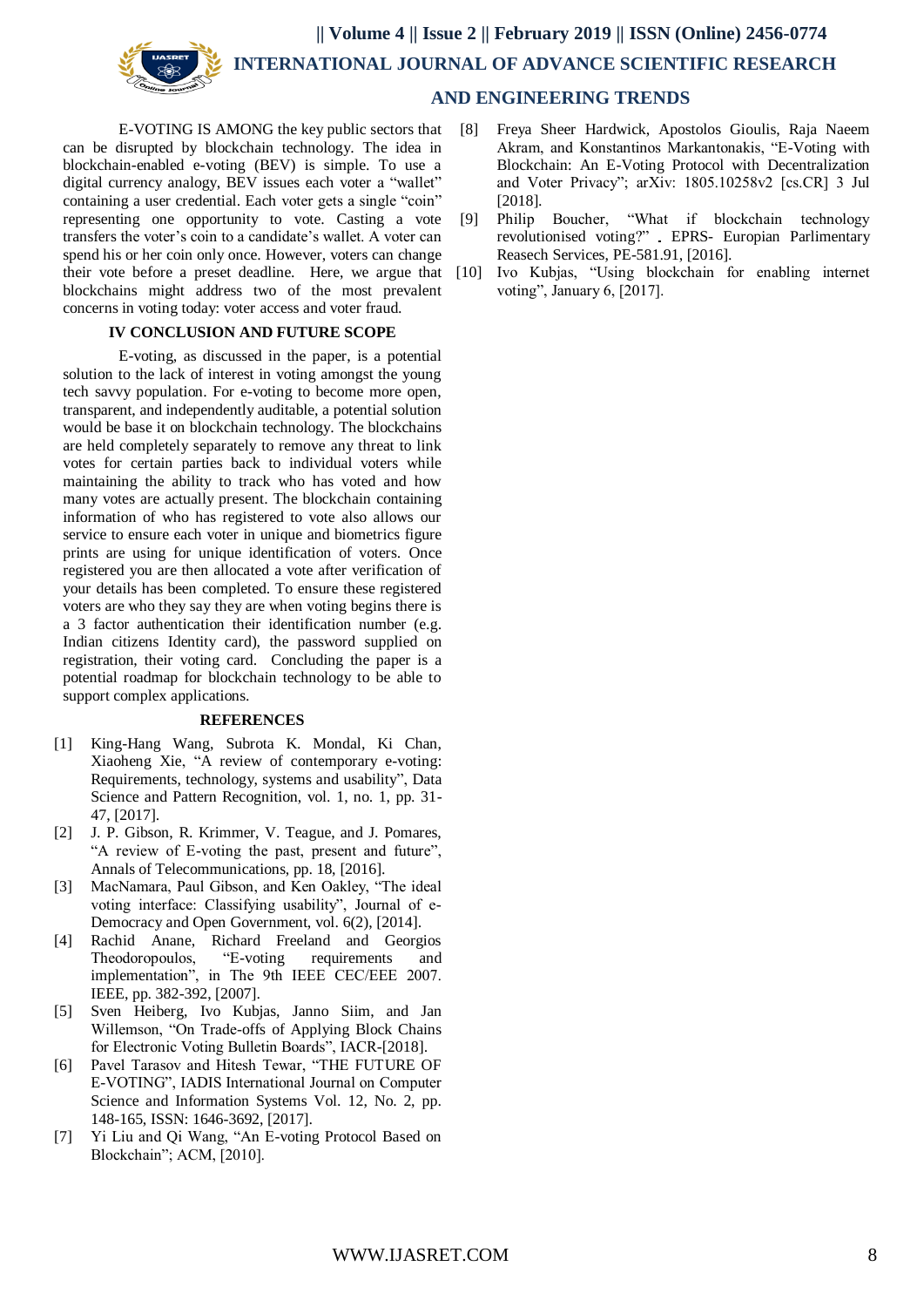E-VOTING IS AMONG the key public sectors that can be disrupted by blockchain technology. The idea in blockchain-enabled e-voting (BEV) is simple. To use a digital currency analogy, BEV issues each voter a "wallet" containing a user credential. Each voter gets a single "coin" representing one opportunity to vote. Casting a vote transfers the voter's coin to a candidate's wallet. A voter can spend his or her coin only once. However, voters can change their vote before a preset deadline. Here, we argue that blockchains might address two of the most prevalent concerns in voting today: voter access and voter fraud.

## IV CONCLUSION AND FUTURE SCOPE

E-voting, as discussed in the paper, is a potential solution to the lack of interest in voting amongst the young tech savvy population. For e-voting to become more open, transparent, and independently auditable, a potential solution would be base it on blockchain technology. The blockchains are held completely separately to remove any threat to link votes for certain parties back to individual voters while maintaining the ability to track who has voted and how many votes are actually present. The blockchain containing information of who has registered to vote also allows our service to ensure each voter in unique and biometrics figure prints are using for unique identification of voters. Once registered you are then allocated a vote after verification of your details has been completed. To ensure these registered voters are who they say they are when voting begins there is a 3 factor authentication their identification number (e.g. Indian citizens Identity card), the password supplied on registration, their voting card. Concluding the paper is a potential roadmap for blockchain technology to be able to support complex applications.

## REFERENCES

[1] King-Hang Wang, Subrota K. Mondal, Ki Chan, Xiaoheng Xie, "A review of contemporary e-voting: Requirements, technology, systems and usability", Data Science and Pattern Recognition, vol. 1, no. 1, pp. 31-47, [2017].

[2] J. P. Gibson, R. Krimmer, V. Teague, and J. Pomares, "A review of E-voting the past, present and future", Annals of Telecommunications, pp. 18, [2016].

[3] MacNamara, Paul Gibson, and Ken Oakley, "The ideal voting interface: Classifying usability", Journal of e-Democracy and Open Government, vol. 6(2), [2014].

[4] Rachid Anane, Richard Freeland and Georgios Theodoropoulos, "E-voting requirements and implementation", in The 9th IEEE CEC/EEE 2007. IEEE, pp. 382-392, [2007].

[5] Sven Heiberg, Ivo Kubjas, Janno Siim, and Jan Willemson, "On Trade-offs of Applying Block Chains for Electronic Voting Bulletin Boards", IACR-[2018].

[6] Pavel Tarasov and Hitesh Tewar, "THE FUTURE OF E-VOTING", IADIS International Journal on Computer Science and Information Systems Vol. 12, No. 2, pp. 148-165, ISSN: 1646-3692, [2017].

[7] Yi Liu and Qi Wang, "An E-voting Protocol Based on Blockchain"; ACM, [2010].

[8] Freya Sheer Hardwick, Apostolos Gioulis, Raja Naeem Akram, and Konstantinos Markantonakis, "E-Voting with Blockchain: An E-Voting Protocol with Decentralization and Voter Privacy"; arXiv: 1805.10258v2 [cs.CR] 3 Jul [2018].

[9] Philip Boucher, "What if blockchain technology revolutionised voting?" . EPRS- Europian Parlimentary Reasech Services, PE-581.91, [2016].

[10] Ivo Kubjas, "Using blockchain for enabling internet voting", January 6, [2017].